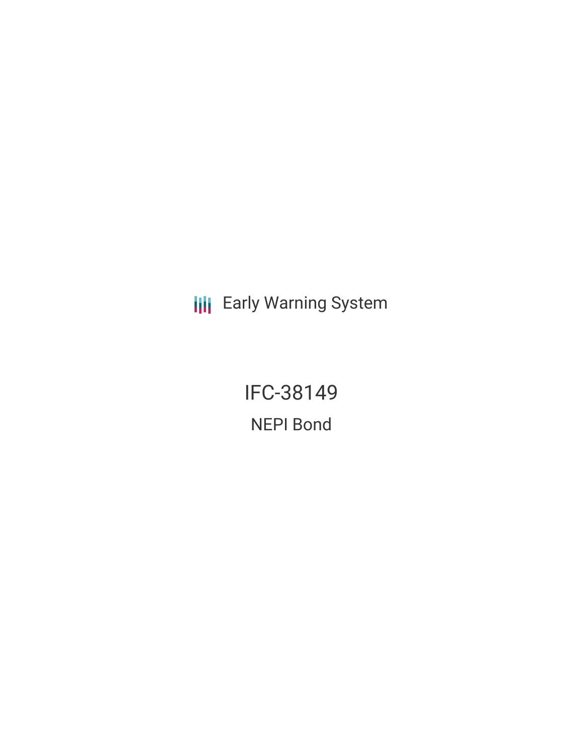Early Warning System

# IFC-38149

## NEPI Bond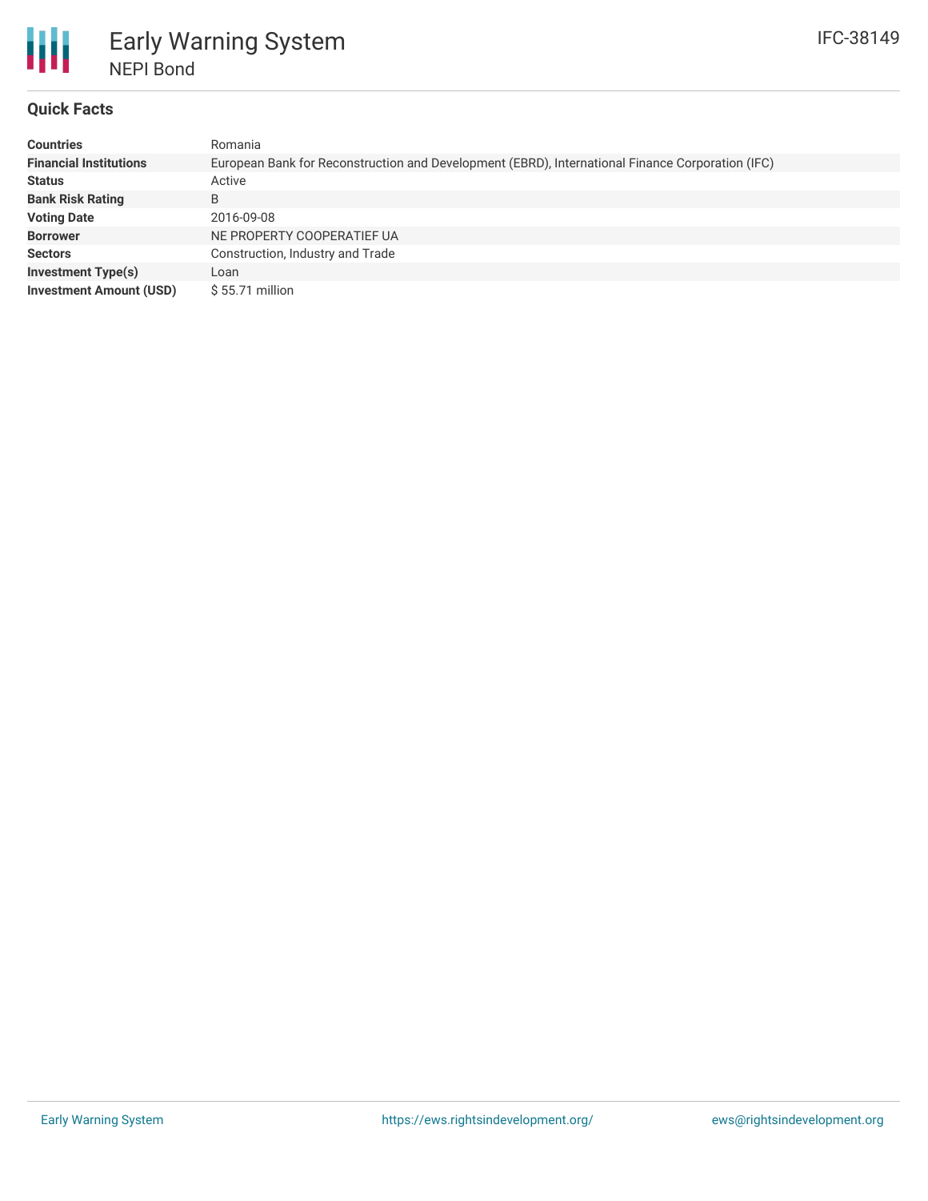# Early Warning System

## NEPI Bond

IFC-38149

### Quick Facts

| | |
|---|---|
| **Countries** | Romania |
| **Financial Institutions** | European Bank for Reconstruction and Development (EBRD), International Finance Corporation (IFC) |
| **Status** | Active |
| **Bank Risk Rating** | B |
| **Voting Date** | 2016-09-08 |
| **Borrower** | NE PROPERTY COOPERATIEF UA |
| **Sectors** | Construction, Industry and Trade |
| **Investment Type(s)** | Loan |
| **Investment Amount (USD)** | $ 55.71 million |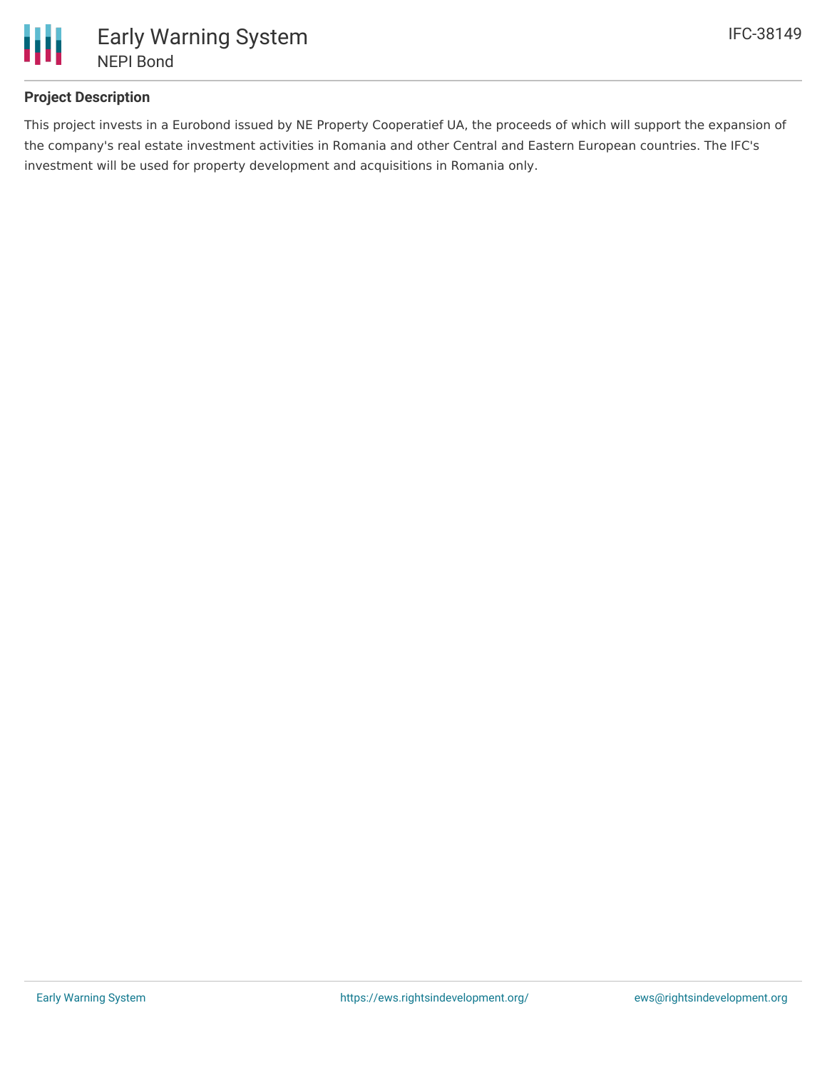## Project Description

This project invests in a Eurobond issued by NE Property Cooperatief UA, the proceeds of which will support the expansion of the company's real estate investment activities in Romania and other Central and Eastern European countries. The IFC's investment will be used for property development and acquisitions in Romania only.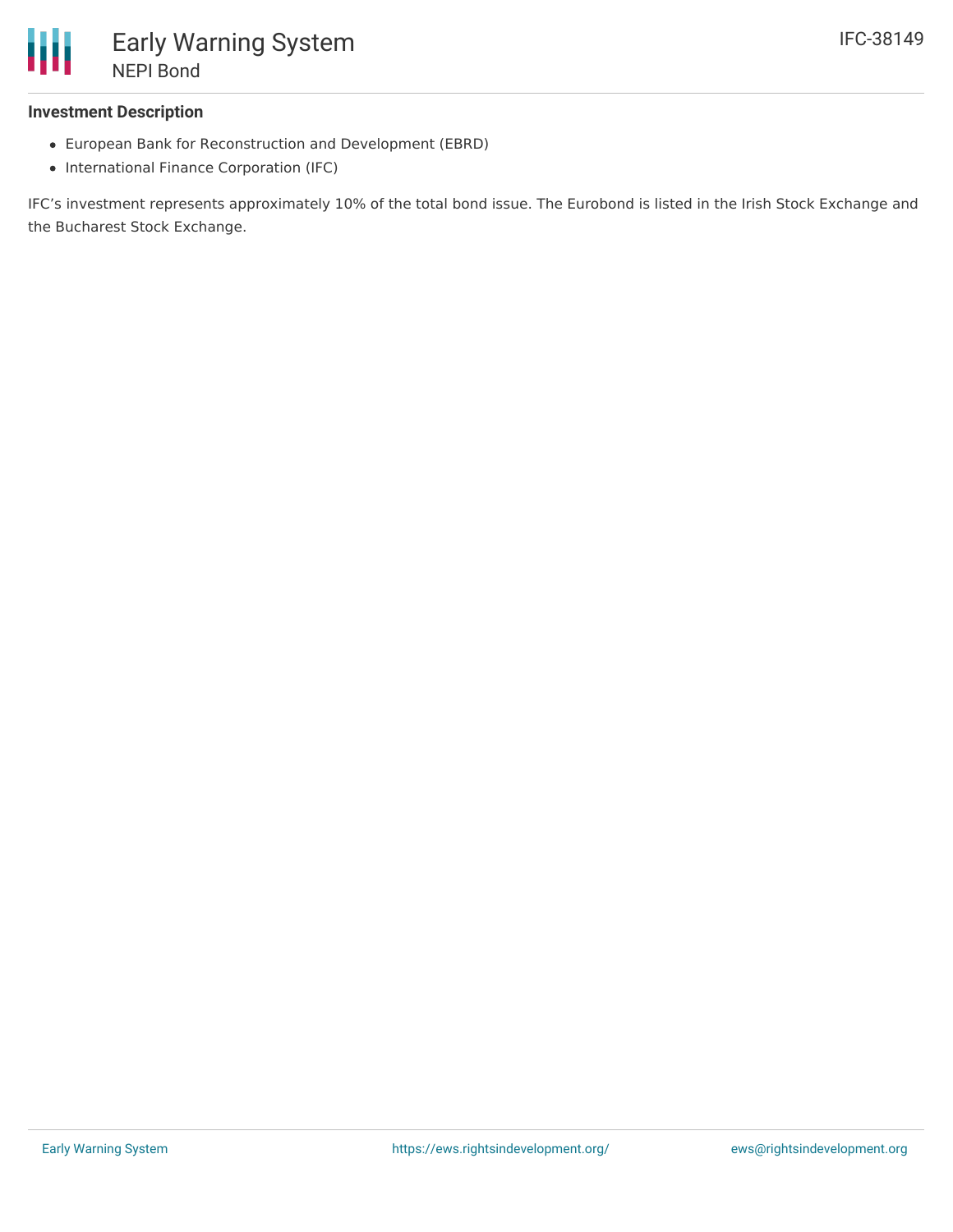### Investment Description

- European Bank for Reconstruction and Development (EBRD)
- International Finance Corporation (IFC)

IFC's investment represents approximately 10% of the total bond issue. The Eurobond is listed in the Irish Stock Exchange and the Bucharest Stock Exchange.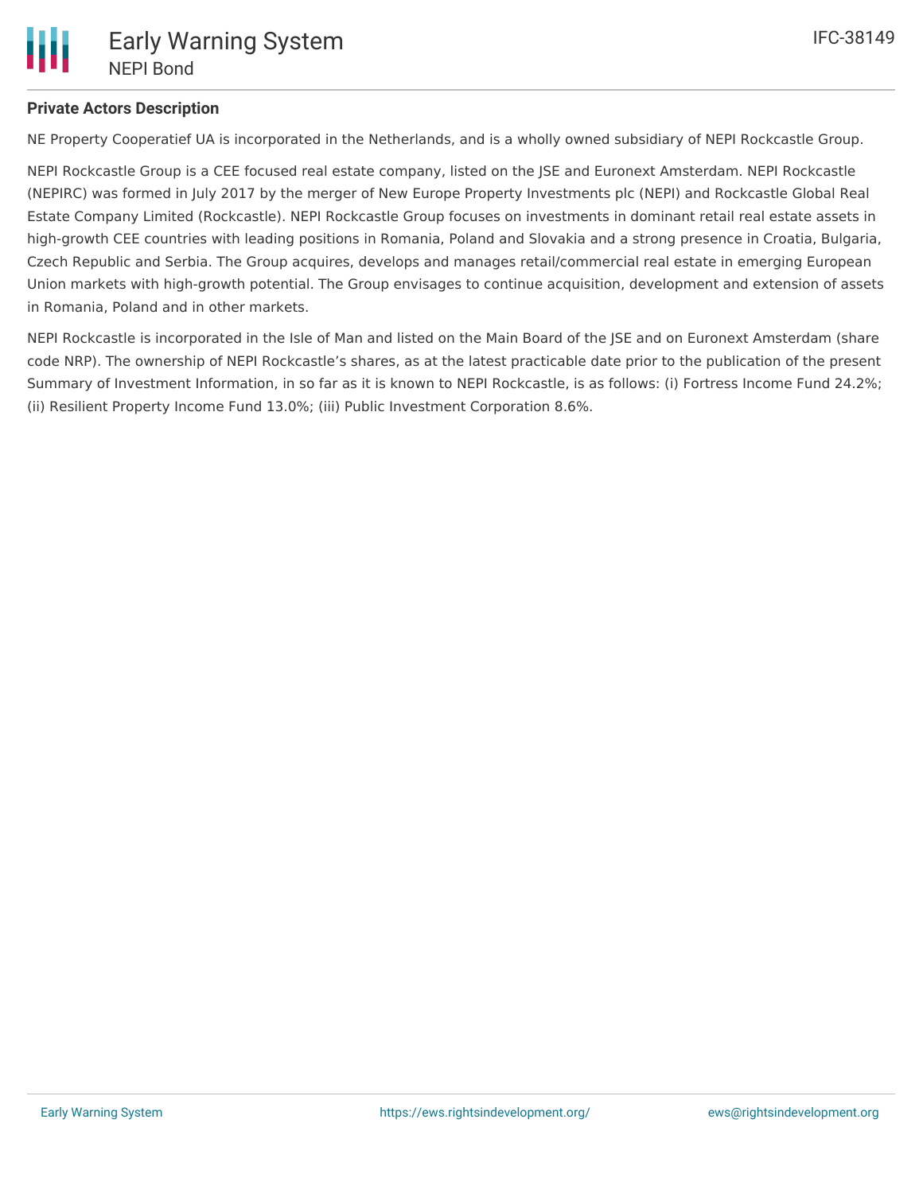**Private Actors Description**

NE Property Cooperatief UA is incorporated in the Netherlands, and is a wholly owned subsidiary of NEPI Rockcastle Group.

NEPI Rockcastle Group is a CEE focused real estate company, listed on the JSE and Euronext Amsterdam. NEPI Rockcastle (NEPIRC) was formed in July 2017 by the merger of New Europe Property Investments plc (NEPI) and Rockcastle Global Real Estate Company Limited (Rockcastle). NEPI Rockcastle Group focuses on investments in dominant retail real estate assets in high-growth CEE countries with leading positions in Romania, Poland and Slovakia and a strong presence in Croatia, Bulgaria, Czech Republic and Serbia. The Group acquires, develops and manages retail/commercial real estate in emerging European Union markets with high-growth potential. The Group envisages to continue acquisition, development and extension of assets in Romania, Poland and in other markets.

NEPI Rockcastle is incorporated in the Isle of Man and listed on the Main Board of the JSE and on Euronext Amsterdam (share code NRP). The ownership of NEPI Rockcastle's shares, as at the latest practicable date prior to the publication of the present Summary of Investment Information, in so far as it is known to NEPI Rockcastle, is as follows: (i) Fortress Income Fund 24.2%; (ii) Resilient Property Income Fund 13.0%; (iii) Public Investment Corporation 8.6%.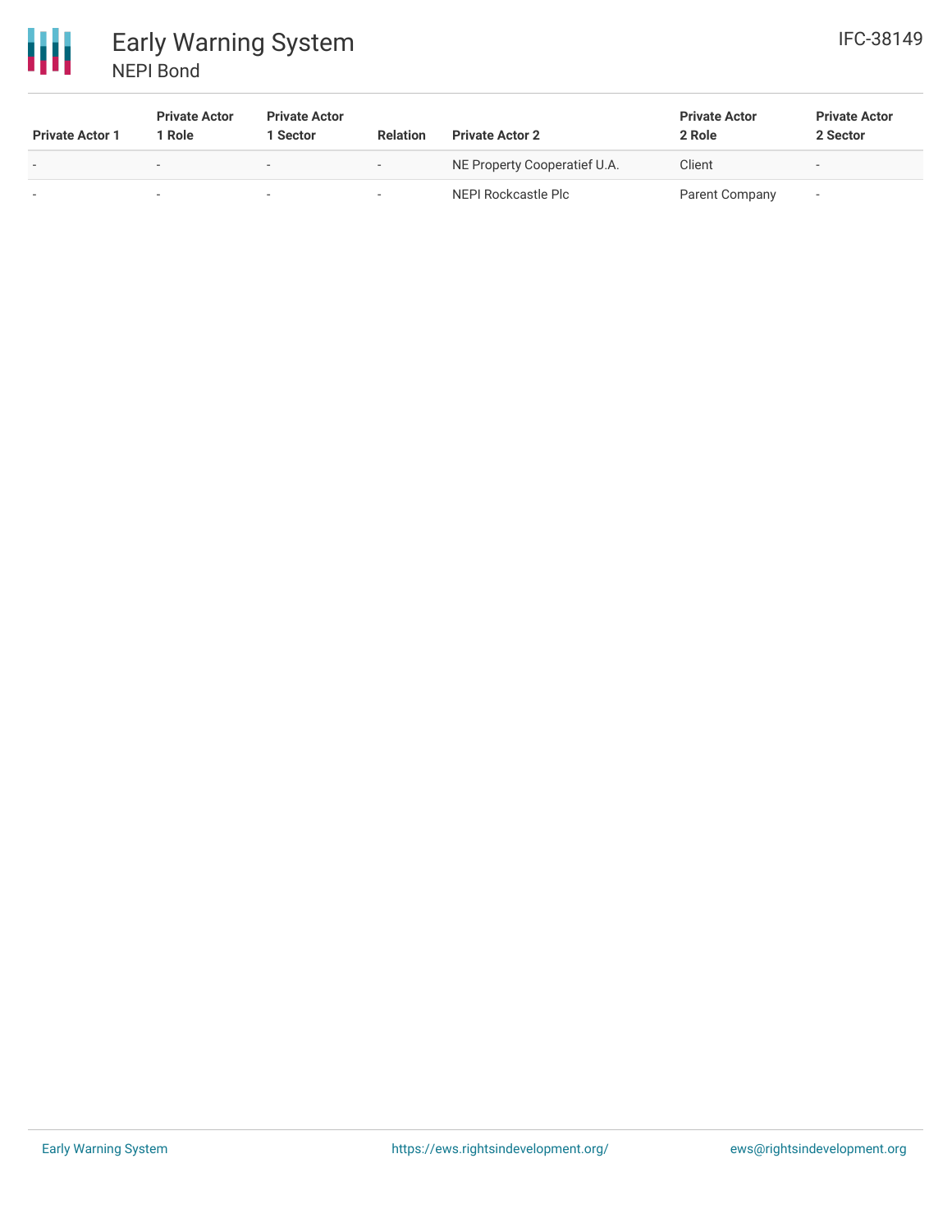| Private Actor 1 | Private Actor 1 Role | Private Actor 1 Sector | Relation | Private Actor 2 | Private Actor 2 Role | Private Actor 2 Sector |
|---|---|---|---|---|---|---|
| - | - | - | - | NE Property Cooperatief U.A. | Client | - |
| - | - | - | - | NEPI Rockcastle Plc | Parent Company | - |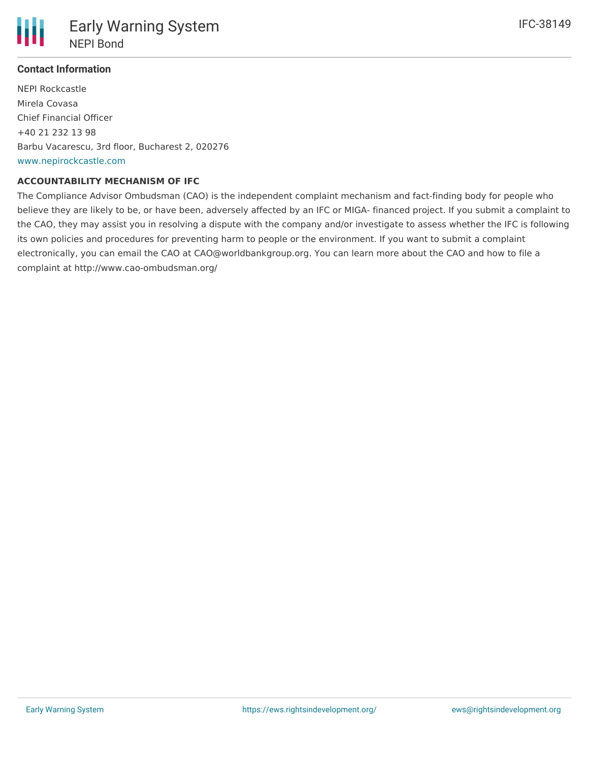**Contact Information**

NEPI Rockcastle
Mirela Covasa
Chief Financial Officer
+40 21 232 13 98
Barbu Vacarescu, 3rd floor, Bucharest 2, 020276
www.nepirockcastle.com

**ACCOUNTABILITY MECHANISM OF IFC**

The Compliance Advisor Ombudsman (CAO) is the independent complaint mechanism and fact-finding body for people who believe they are likely to be, or have been, adversely affected by an IFC or MIGA- financed project. If you submit a complaint to the CAO, they may assist you in resolving a dispute with the company and/or investigate to assess whether the IFC is following its own policies and procedures for preventing harm to people or the environment. If you want to submit a complaint electronically, you can email the CAO at CAO@worldbankgroup.org. You can learn more about the CAO and how to file a complaint at http://www.cao-ombudsman.org/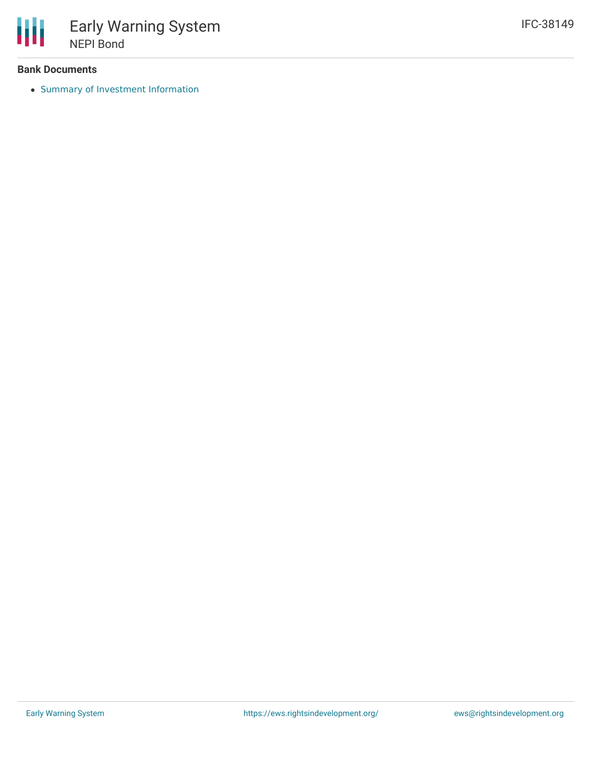**Bank Documents**

- Summary of Investment Information